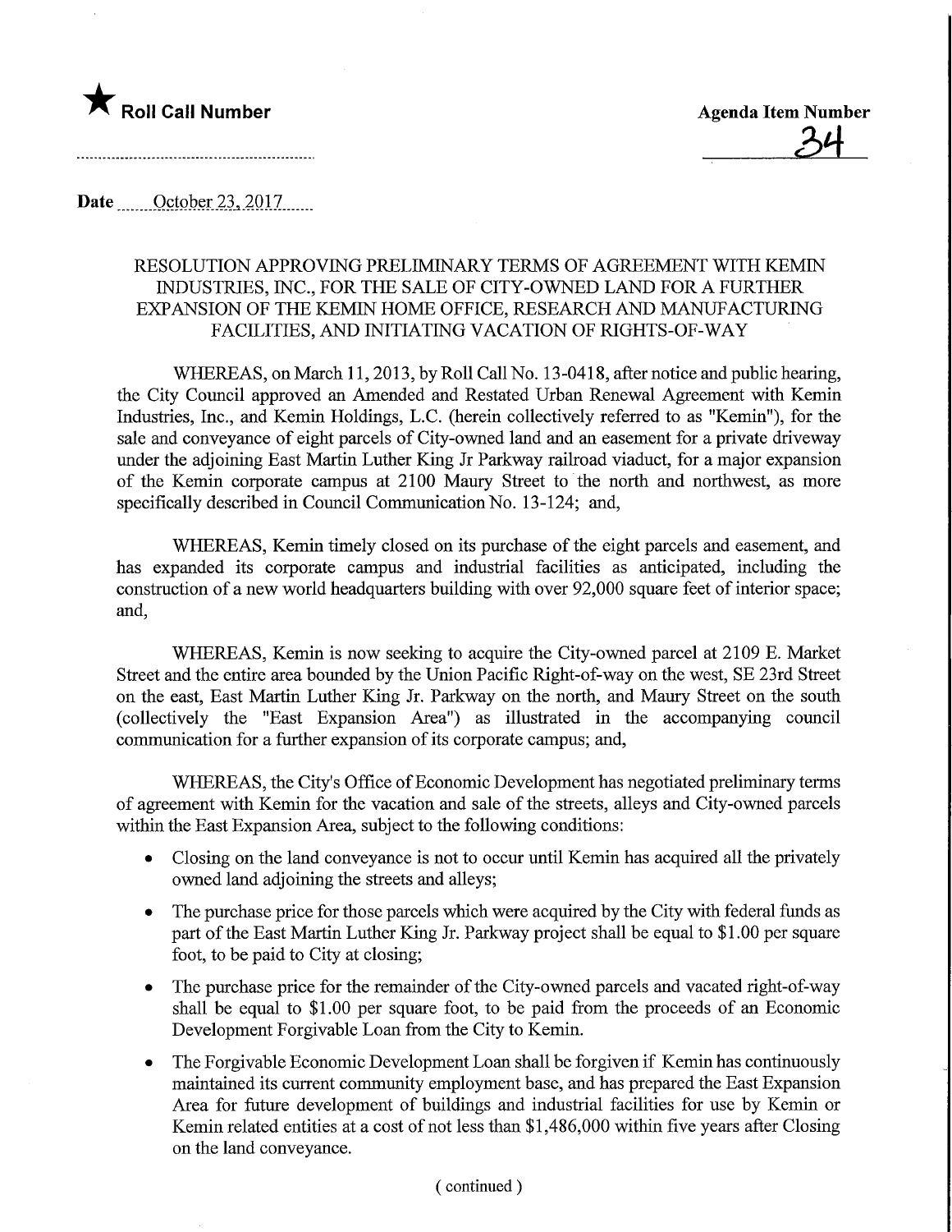★ **Roll Call Number**

**Agenda Item Number**
34

**Date** October 23, 2017

RESOLUTION APPROVING PRELIMINARY TERMS OF AGREEMENT WITH KEMIN INDUSTRIES, INC., FOR THE SALE OF CITY-OWNED LAND FOR A FURTHER EXPANSION OF THE KEMIN HOME OFFICE, RESEARCH AND MANUFACTURING FACILITIES, AND INITIATING VACATION OF RIGHTS-OF-WAY

WHEREAS, on March 11, 2013, by Roll Call No. 13-0418, after notice and public hearing, the City Council approved an Amended and Restated Urban Renewal Agreement with Kemin Industries, Inc., and Kemin Holdings, L.C. (herein collectively referred to as "Kemin"), for the sale and conveyance of eight parcels of City-owned land and an easement for a private driveway under the adjoining East Martin Luther King Jr Parkway railroad viaduct, for a major expansion of the Kemin corporate campus at 2100 Maury Street to the north and northwest, as more specifically described in Council Communication No. 13-124; and,

WHEREAS, Kemin timely closed on its purchase of the eight parcels and easement, and has expanded its corporate campus and industrial facilities as anticipated, including the construction of a new world headquarters building with over 92,000 square feet of interior space; and,

WHEREAS, Kemin is now seeking to acquire the City-owned parcel at 2109 E. Market Street and the entire area bounded by the Union Pacific Right-of-way on the west, SE 23rd Street on the east, East Martin Luther King Jr. Parkway on the north, and Maury Street on the south (collectively the "East Expansion Area") as illustrated in the accompanying council communication for a further expansion of its corporate campus; and,

WHEREAS, the City's Office of Economic Development has negotiated preliminary terms of agreement with Kemin for the vacation and sale of the streets, alleys and City-owned parcels within the East Expansion Area, subject to the following conditions:

- Closing on the land conveyance is not to occur until Kemin has acquired all the privately owned land adjoining the streets and alleys;
- The purchase price for those parcels which were acquired by the City with federal funds as part of the East Martin Luther King Jr. Parkway project shall be equal to $1.00 per square foot, to be paid to City at closing;
- The purchase price for the remainder of the City-owned parcels and vacated right-of-way shall be equal to $1.00 per square foot, to be paid from the proceeds of an Economic Development Forgivable Loan from the City to Kemin.
- The Forgivable Economic Development Loan shall be forgiven if Kemin has continuously maintained its current community employment base, and has prepared the East Expansion Area for future development of buildings and industrial facilities for use by Kemin or Kemin related entities at a cost of not less than $1,486,000 within five years after Closing on the land conveyance.

( continued )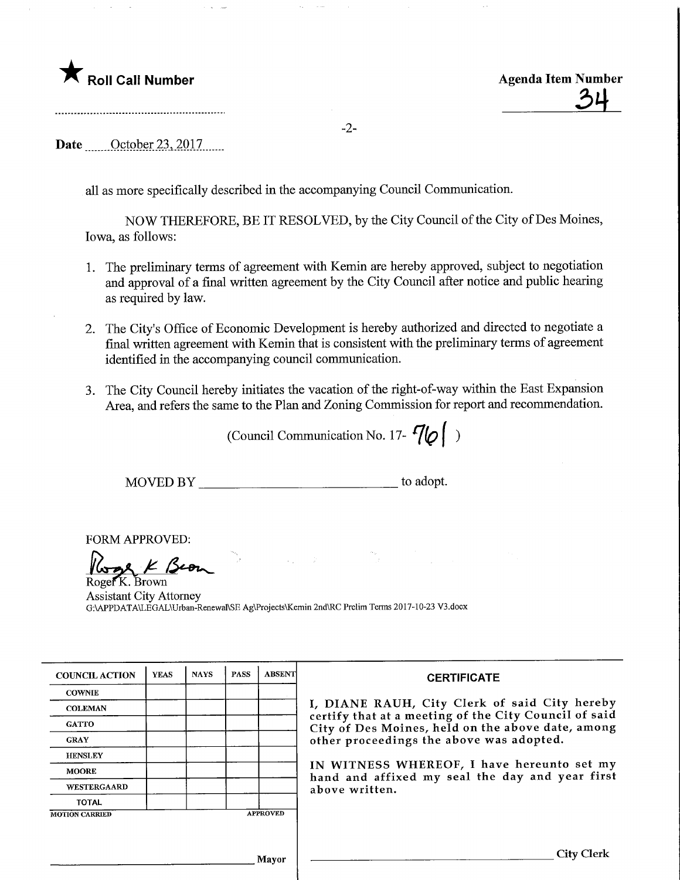★ **Roll Call Number**

**Agenda Item Number**
34

**Date** October 23, 2017

all as more specifically described in the accompanying Council Communication.

NOW THEREFORE, BE IT RESOLVED, by the City Council of the City of Des Moines, Iowa, as follows:

1. The preliminary terms of agreement with Kemin are hereby approved, subject to negotiation and approval of a final written agreement by the City Council after notice and public hearing as required by law.

2. The City's Office of Economic Development is hereby authorized and directed to negotiate a final written agreement with Kemin that is consistent with the preliminary terms of agreement identified in the accompanying council communication.

3. The City Council hereby initiates the vacation of the right-of-way within the East Expansion Area, and refers the same to the Plan and Zoning Commission for report and recommendation.

(Council Communication No. 17- 761 )

MOVED BY ______________________________ to adopt.

FORM APPROVED:

Roger K. Brown
Assistant City Attorney
G:\APPDATA\LEGAL\Urban-Renewal\SE Ag\Projects\Kemin 2nd\RC Prelim Terms 2017-10-23 V3.docx

| COUNCIL ACTION | YEAS | NAYS | PASS | ABSENT |
|---|---|---|---|---|
| COWNIE | | | | |
| COLEMAN | | | | |
| GATTO | | | | |
| GRAY | | | | |
| HENSLEY | | | | |
| MOORE | | | | |
| WESTERGAARD | | | | |
| TOTAL | | | | |
| MOTION CARRIED | | | | APPROVED |

______________________________ Mayor

**CERTIFICATE**

I, DIANE RAUH, City Clerk of said City hereby certify that at a meeting of the City Council of said City of Des Moines, held on the above date, among other proceedings the above was adopted.

IN WITNESS WHEREOF, I have hereunto set my hand and affixed my seal the day and year first above written.

______________________________ City Clerk